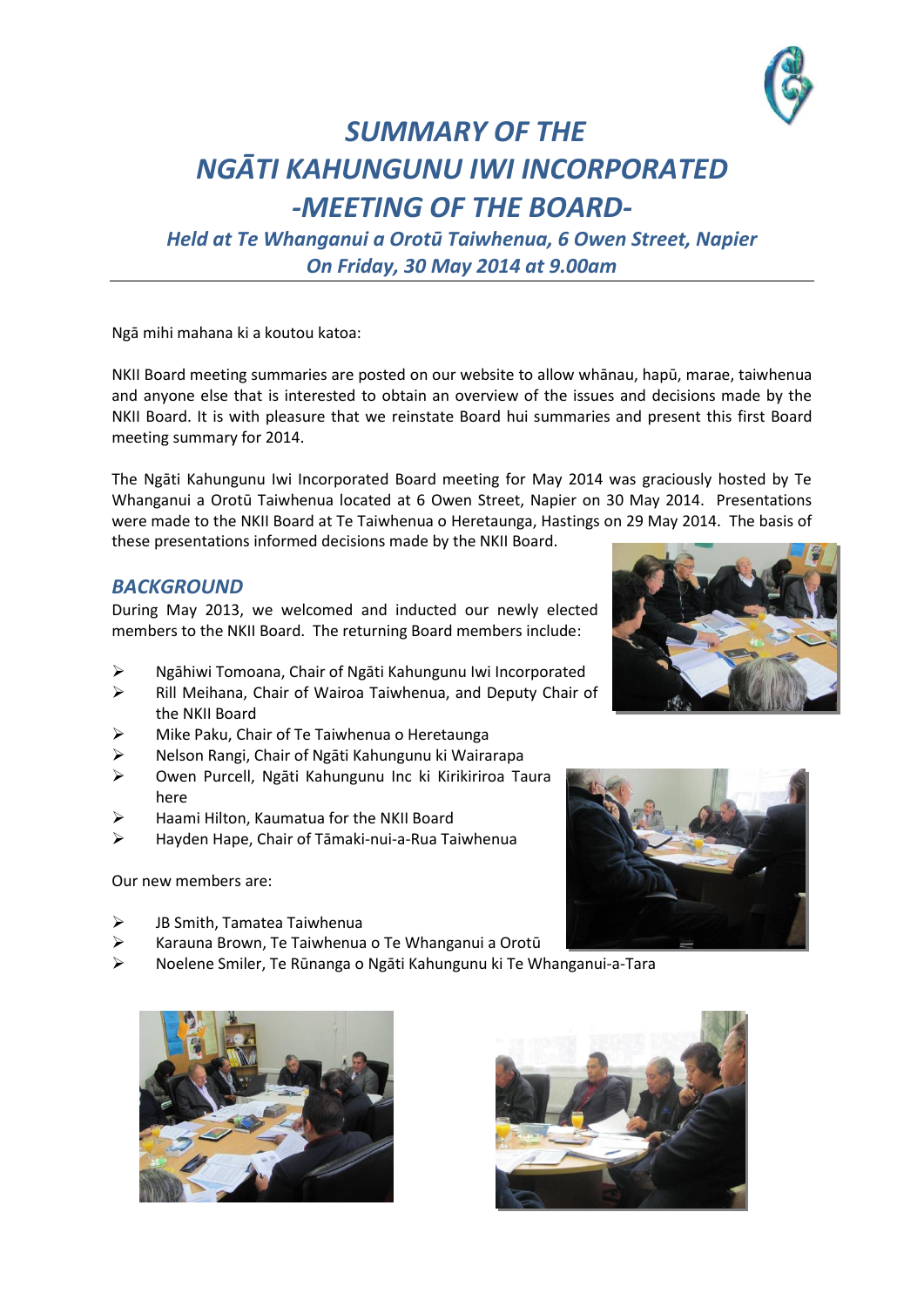# *SUMMARY OF THE NGĀTI KAHUNGUNU IWI INCORPORATED -MEETING OF THE BOARD-*

### *Held at Te Whanganui a Orotū Taiwhenua, 6 Owen Street, Napier On Friday, 30 May 2014 at 9.00am*

Ngā mihi mahana ki a koutou katoa:

NKII Board meeting summaries are posted on our website to allow whānau, hapū, marae, taiwhenua and anyone else that is interested to obtain an overview of the issues and decisions made by the NKII Board. It is with pleasure that we reinstate Board hui summaries and present this first Board meeting summary for 2014.

The Ngāti Kahungunu Iwi Incorporated Board meeting for May 2014 was graciously hosted by Te Whanganui a Orotū Taiwhenua located at 6 Owen Street, Napier on 30 May 2014. Presentations were made to the NKII Board at Te Taiwhenua o Heretaunga, Hastings on 29 May 2014. The basis of these presentations informed decisions made by the NKII Board.

## *BACKGROUND*

During May 2013, we welcomed and inducted our newly elected members to the NKII Board. The returning Board members include:

- Ngāhiwi Tomoana, Chair of Ngāti Kahungunu Iwi Incorporated
- Rill Meihana, Chair of Wairoa Taiwhenua, and Deputy Chair of the NKII Board
- Mike Paku, Chair of Te Taiwhenua o Heretaunga
- Nelson Rangi, Chair of Ngāti Kahungunu ki Wairarapa
- Owen Purcell, Ngāti Kahungunu Inc ki Kirikiriroa Taura here
- Haami Hilton, Kaumatua for the NKII Board
- Hayden Hape, Chair of Tāmaki-nui-a-Rua Taiwhenua

Our new members are:

- JB Smith, Tamatea Taiwhenua
- Karauna Brown, Te Taiwhenua o Te Whanganui a Orotū
- Noelene Smiler, Te Rūnanga o Ngāti Kahungunu ki Te Whanganui-a-Tara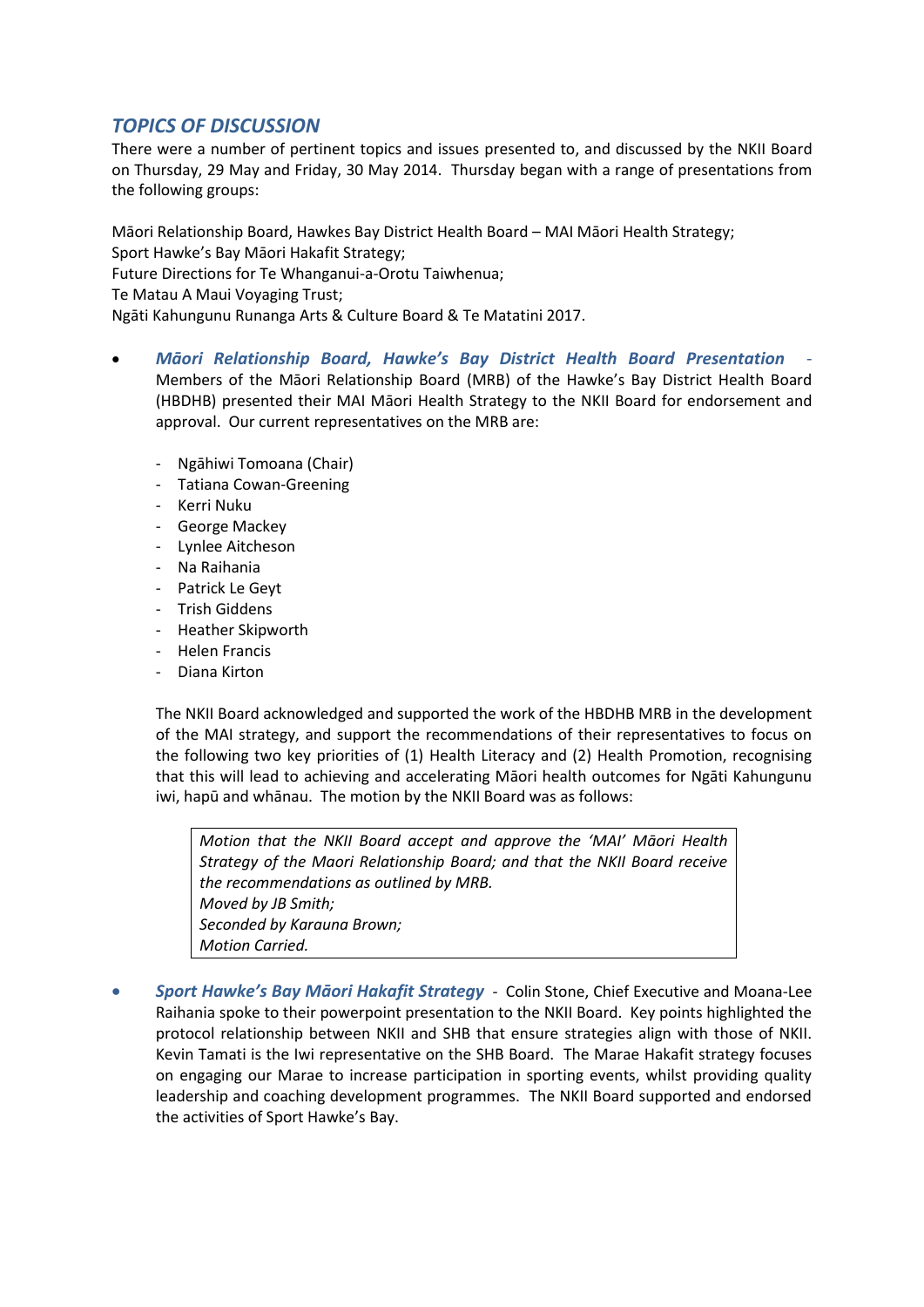## *TOPICS OF DISCUSSION*

There were a number of pertinent topics and issues presented to, and discussed by the NKII Board on Thursday, 29 May and Friday, 30 May 2014. Thursday began with a range of presentations from the following groups:

Māori Relationship Board, Hawkes Bay District Health Board – MAI Māori Health Strategy;
Sport Hawke's Bay Māori Hakafit Strategy;
Future Directions for Te Whanganui-a-Orotu Taiwhenua;
Te Matau A Maui Voyaging Trust;
Ngāti Kahungunu Runanga Arts & Culture Board & Te Matatini 2017.

- ***Māori Relationship Board, Hawke's Bay District Health Board Presentation*** - Members of the Māori Relationship Board (MRB) of the Hawke's Bay District Health Board (HBDHB) presented their MAI Māori Health Strategy to the NKII Board for endorsement and approval. Our current representatives on the MRB are:

    - Ngāhiwi Tomoana (Chair)
    - Tatiana Cowan-Greening
    - Kerri Nuku
    - George Mackey
    - Lynlee Aitcheson
    - Na Raihania
    - Patrick Le Geyt
    - Trish Giddens
    - Heather Skipworth
    - Helen Francis
    - Diana Kirton

    The NKII Board acknowledged and supported the work of the HBDHB MRB in the development of the MAI strategy, and support the recommendations of their representatives to focus on the following two key priorities of (1) Health Literacy and (2) Health Promotion, recognising that this will lead to achieving and accelerating Māori health outcomes for Ngāti Kahungunu iwi, hapū and whānau. The motion by the NKII Board was as follows:

    > *Motion that the NKII Board accept and approve the 'MAI' Māori Health Strategy of the Maori Relationship Board; and that the NKII Board receive the recommendations as outlined by MRB.*
    > *Moved by JB Smith;*
    > *Seconded by Karauna Brown;*
    > *Motion Carried.*

- ***Sport Hawke's Bay Māori Hakafit Strategy*** - Colin Stone, Chief Executive and Moana-Lee Raihania spoke to their powerpoint presentation to the NKII Board. Key points highlighted the protocol relationship between NKII and SHB that ensure strategies align with those of NKII. Kevin Tamati is the Iwi representative on the SHB Board. The Marae Hakafit strategy focuses on engaging our Marae to increase participation in sporting events, whilst providing quality leadership and coaching development programmes. The NKII Board supported and endorsed the activities of Sport Hawke's Bay.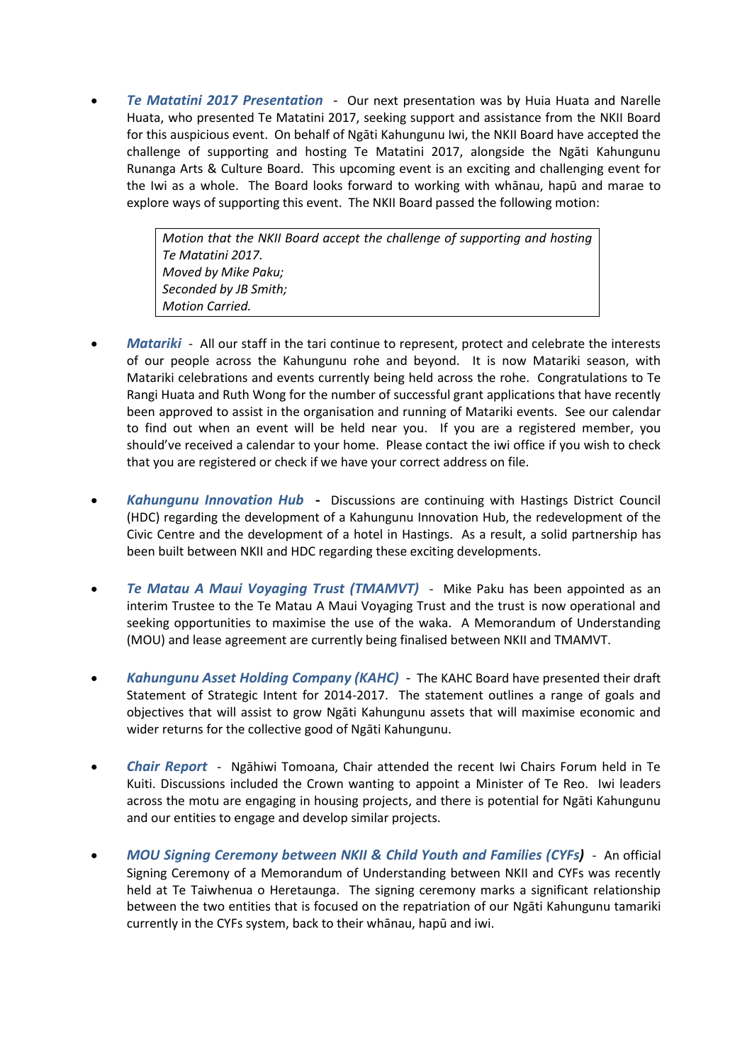- ***Te Matatini 2017 Presentation*** - Our next presentation was by Huia Huata and Narelle Huata, who presented Te Matatini 2017, seeking support and assistance from the NKII Board for this auspicious event. On behalf of Ngāti Kahungunu Iwi, the NKII Board have accepted the challenge of supporting and hosting Te Matatini 2017, alongside the Ngāti Kahungunu Runanga Arts & Culture Board. This upcoming event is an exciting and challenging event for the Iwi as a whole. The Board looks forward to working with whānau, hapū and marae to explore ways of supporting this event. The NKII Board passed the following motion:

  > *Motion that the NKII Board accept the challenge of supporting and hosting Te Matatini 2017.*
  > *Moved by Mike Paku;*
  > *Seconded by JB Smith;*
  > *Motion Carried.*

- ***Matariki*** - All our staff in the tari continue to represent, protect and celebrate the interests of our people across the Kahungunu rohe and beyond. It is now Matariki season, with Matariki celebrations and events currently being held across the rohe. Congratulations to Te Rangi Huata and Ruth Wong for the number of successful grant applications that have recently been approved to assist in the organisation and running of Matariki events. See our calendar to find out when an event will be held near you. If you are a registered member, you should've received a calendar to your home. Please contact the iwi office if you wish to check that you are registered or check if we have your correct address on file.

- ***Kahungunu Innovation Hub*** **-** Discussions are continuing with Hastings District Council (HDC) regarding the development of a Kahungunu Innovation Hub, the redevelopment of the Civic Centre and the development of a hotel in Hastings. As a result, a solid partnership has been built between NKII and HDC regarding these exciting developments.

- ***Te Matau A Maui Voyaging Trust (TMAMVT)*** - Mike Paku has been appointed as an interim Trustee to the Te Matau A Maui Voyaging Trust and the trust is now operational and seeking opportunities to maximise the use of the waka. A Memorandum of Understanding (MOU) and lease agreement are currently being finalised between NKII and TMAMVT.

- ***Kahungunu Asset Holding Company (KAHC)*** - The KAHC Board have presented their draft Statement of Strategic Intent for 2014-2017. The statement outlines a range of goals and objectives that will assist to grow Ngāti Kahungunu assets that will maximise economic and wider returns for the collective good of Ngāti Kahungunu.

- ***Chair Report*** - Ngāhiwi Tomoana, Chair attended the recent Iwi Chairs Forum held in Te Kuiti. Discussions included the Crown wanting to appoint a Minister of Te Reo. Iwi leaders across the motu are engaging in housing projects, and there is potential for Ngāti Kahungunu and our entities to engage and develop similar projects.

- ***MOU Signing Ceremony between NKII & Child Youth and Families (CYFs)*** - An official Signing Ceremony of a Memorandum of Understanding between NKII and CYFs was recently held at Te Taiwhenua o Heretaunga. The signing ceremony marks a significant relationship between the two entities that is focused on the repatriation of our Ngāti Kahungunu tamariki currently in the CYFs system, back to their whānau, hapū and iwi.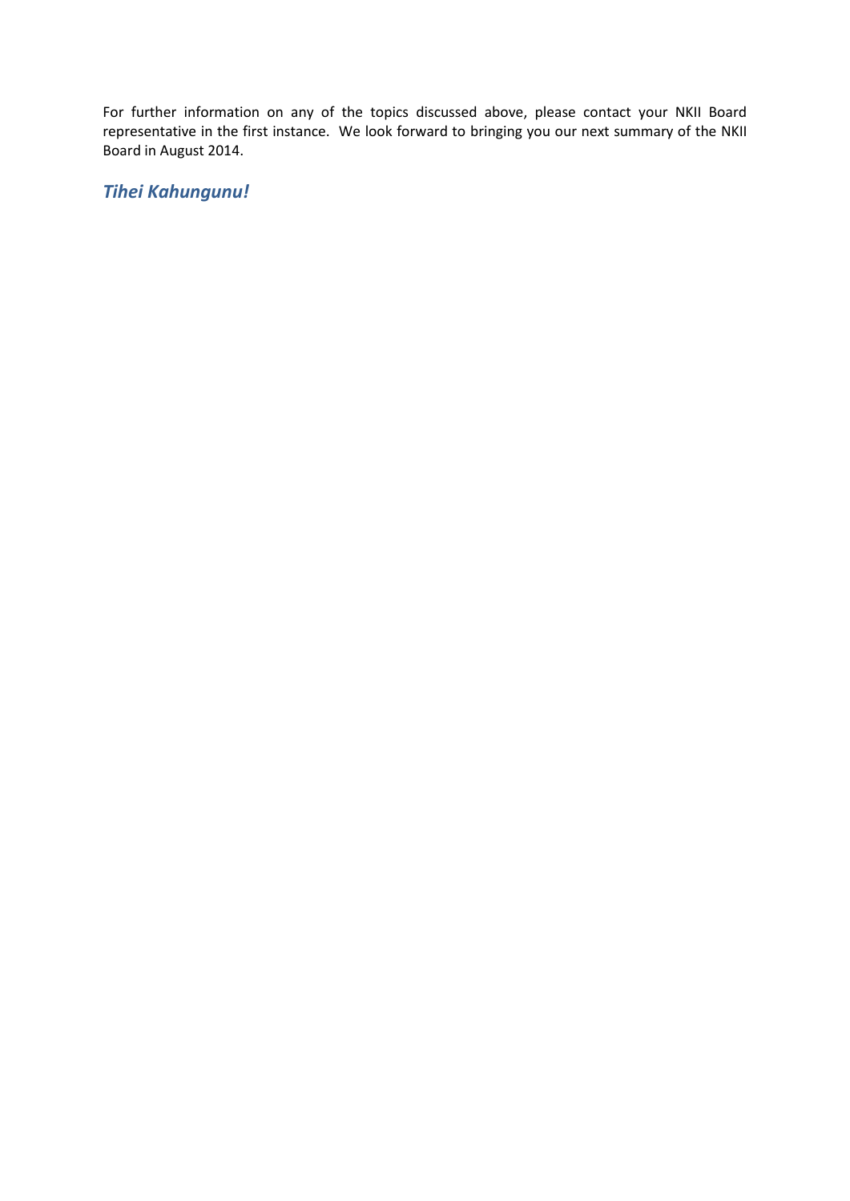For further information on any of the topics discussed above, please contact your NKII Board representative in the first instance. We look forward to bringing you our next summary of the NKII Board in August 2014.

***Tihei Kahungunu!***